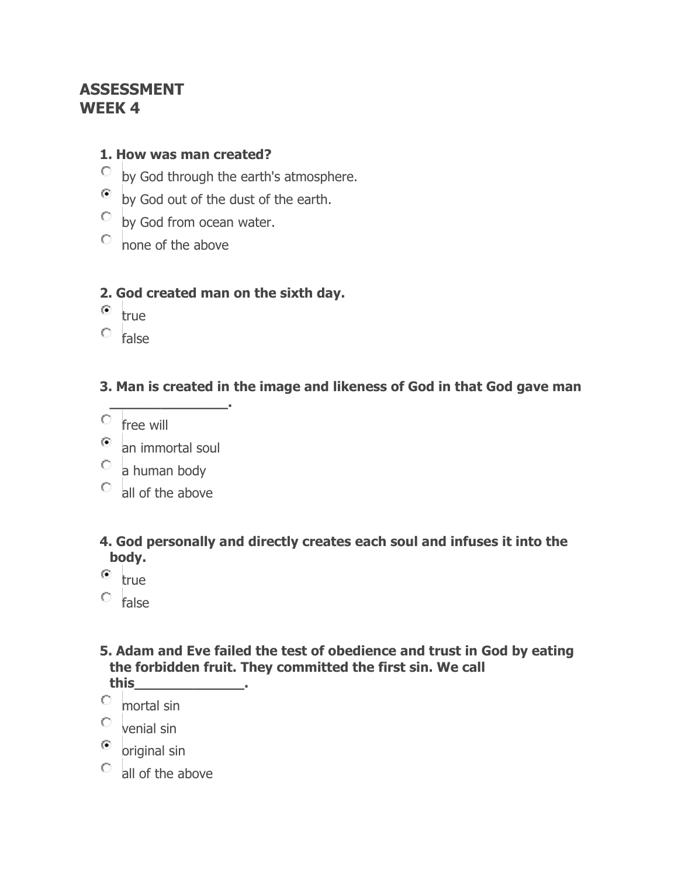# ASSESSMENT
# WEEK 4

**1. How was man created?**

- ○ by God through the earth's atmosphere.
- ◉ by God out of the dust of the earth.
- ○ by God from ocean water.
- ○ none of the above

**2. God created man on the sixth day.**

- ◉ true
- ○ false

**3. Man is created in the image and likeness of God in that God gave man _______________.**

- ○ free will
- ◉ an immortal soul
- ○ a human body
- ○ all of the above

**4. God personally and directly creates each soul and infuses it into the body.**

- ◉ true
- ○ false

**5. Adam and Eve failed the test of obedience and trust in God by eating the forbidden fruit. They committed the first sin. We call this______________.**

- ○ mortal sin
- ○ venial sin
- ◉ original sin
- ○ all of the above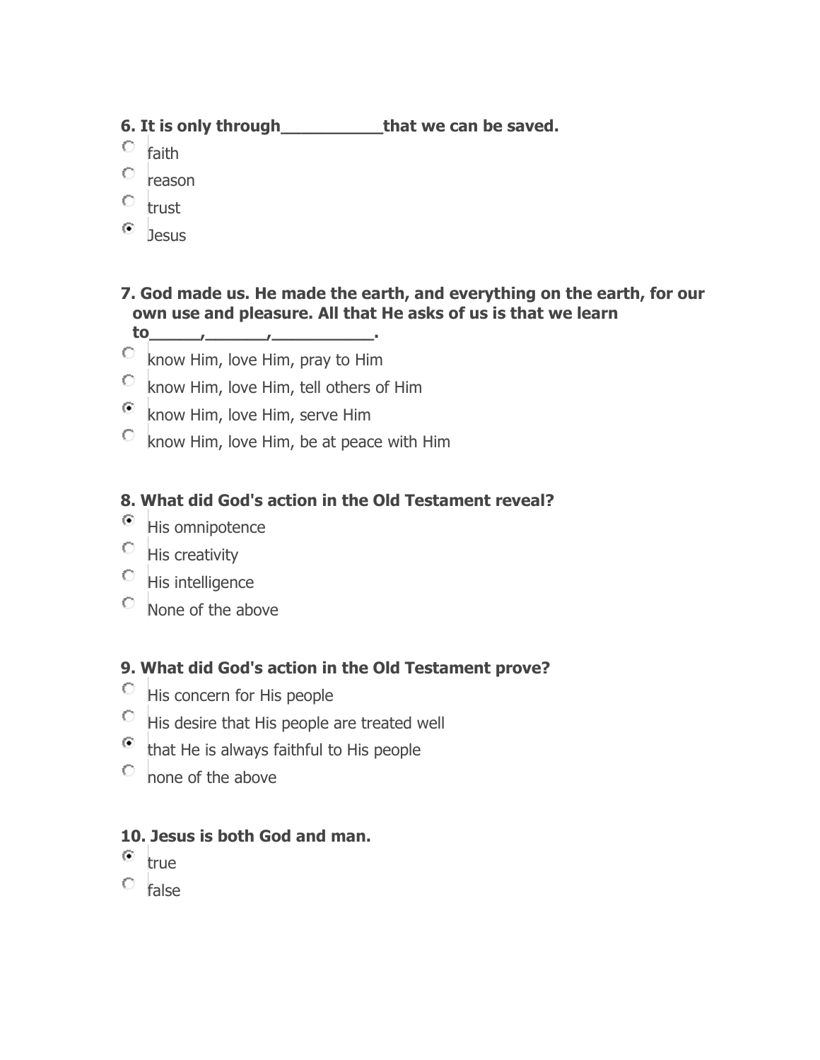**6. It is only through__________that we can be saved.**

- ○ faith
- ○ reason
- ○ trust
- ◉ Jesus

**7. God made us. He made the earth, and everything on the earth, for our own use and pleasure. All that He asks of us is that we learn to_____,______,__________.**

- ○ know Him, love Him, pray to Him
- ○ know Him, love Him, tell others of Him
- ◉ know Him, love Him, serve Him
- ○ know Him, love Him, be at peace with Him

**8. What did God's action in the Old Testament reveal?**

- ◉ His omnipotence
- ○ His creativity
- ○ His intelligence
- ○ None of the above

**9. What did God's action in the Old Testament prove?**

- ○ His concern for His people
- ○ His desire that His people are treated well
- ◉ that He is always faithful to His people
- ○ none of the above

**10. Jesus is both God and man.**

- ◉ true
- ○ false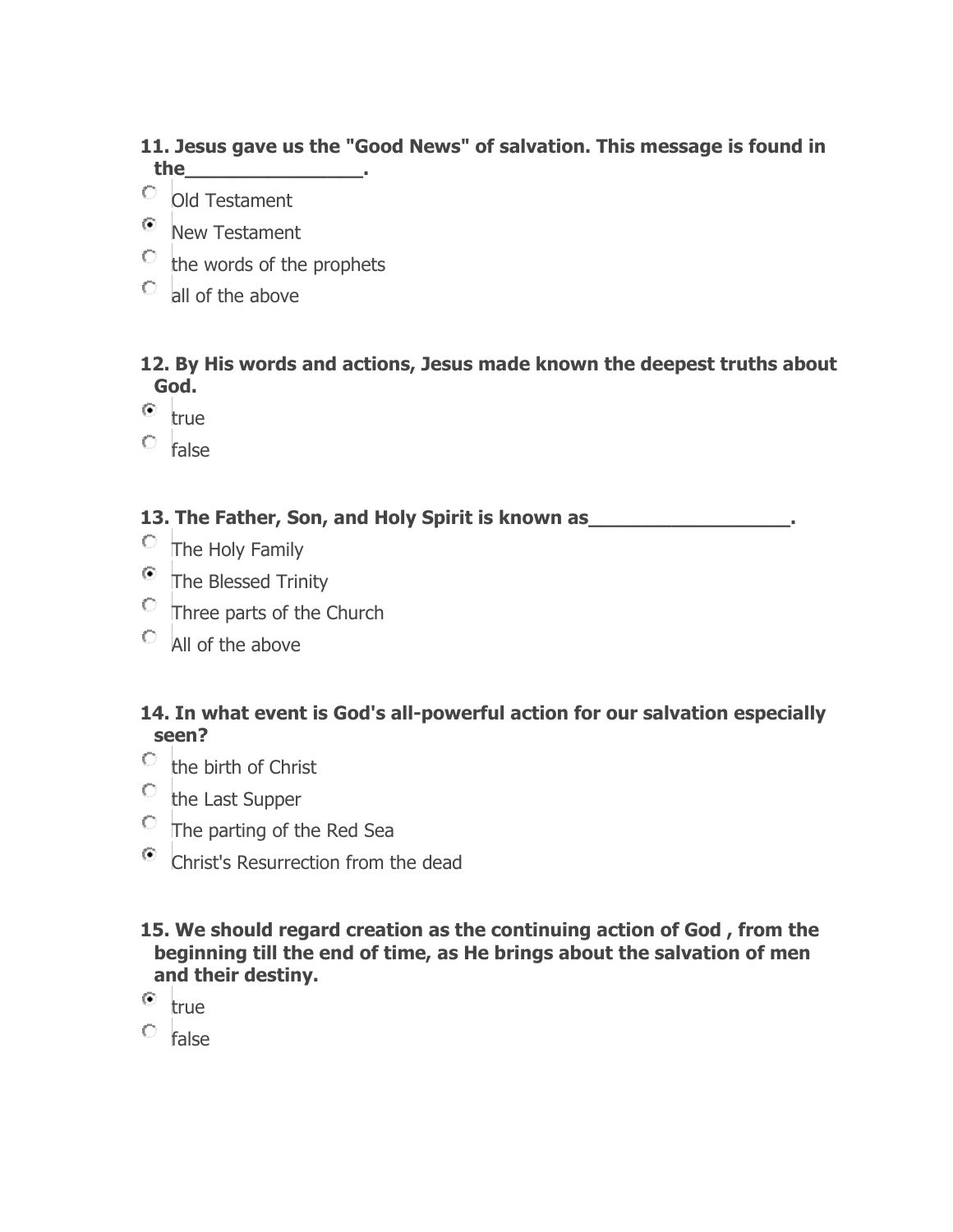**11. Jesus gave us the "Good News" of salvation. This message is found in the________________.**

- ○ Old Testament
- ◉ New Testament
- ○ the words of the prophets
- ○ all of the above

**12. By His words and actions, Jesus made known the deepest truths about God.**

- ◉ true
- ○ false

**13. The Father, Son, and Holy Spirit is known as__________________.**

- ○ The Holy Family
- ◉ The Blessed Trinity
- ○ Three parts of the Church
- ○ All of the above

**14. In what event is God's all-powerful action for our salvation especially seen?**

- ○ the birth of Christ
- ○ the Last Supper
- ○ The parting of the Red Sea
- ◉ Christ's Resurrection from the dead

**15. We should regard creation as the continuing action of God , from the beginning till the end of time, as He brings about the salvation of men and their destiny.**

- ◉ true
- ○ false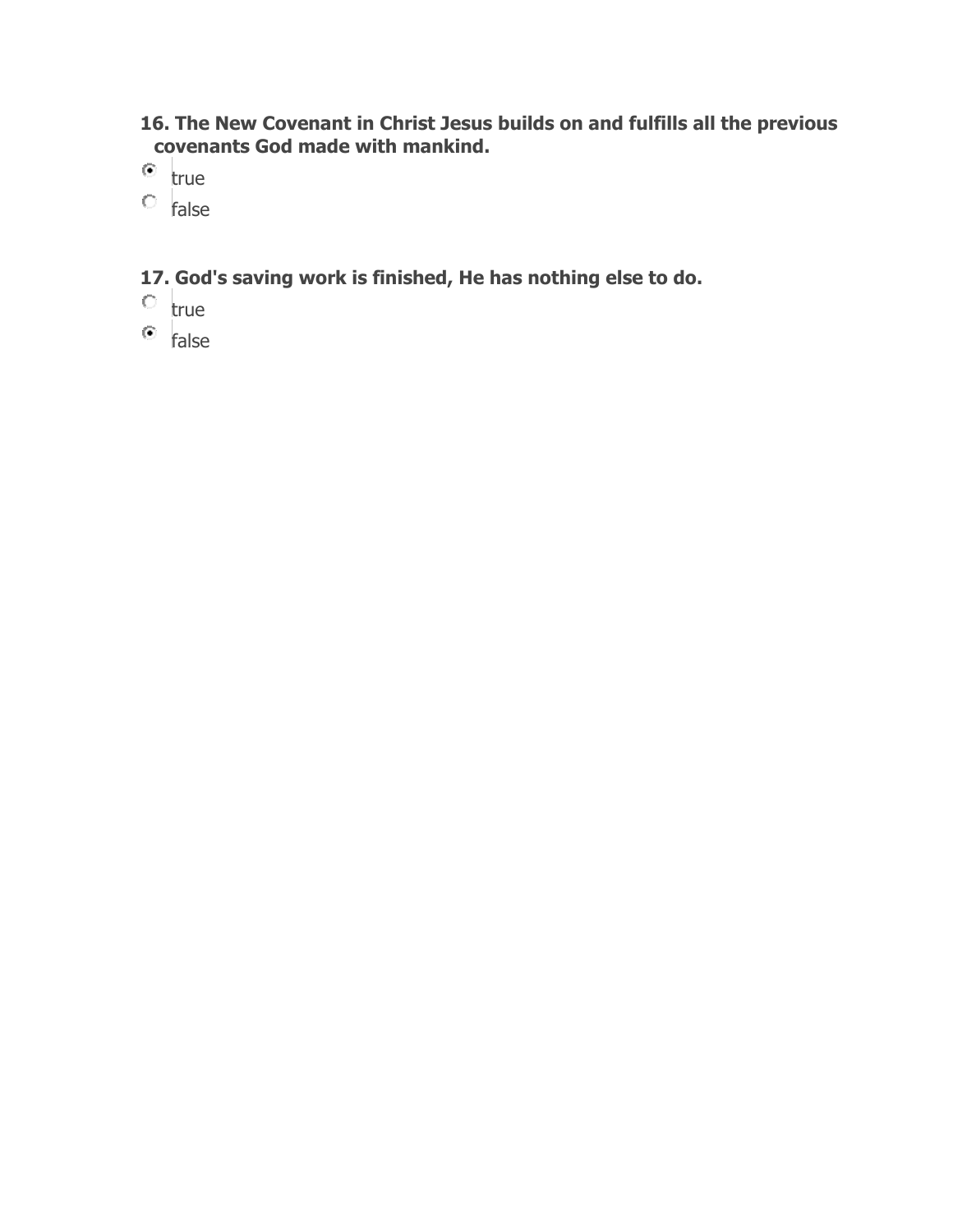**16. The New Covenant in Christ Jesus builds on and fulfills all the previous covenants God made with mankind.**

- (•) true
- ( ) false

**17. God's saving work is finished, He has nothing else to do.**

- ( ) true
- (•) false